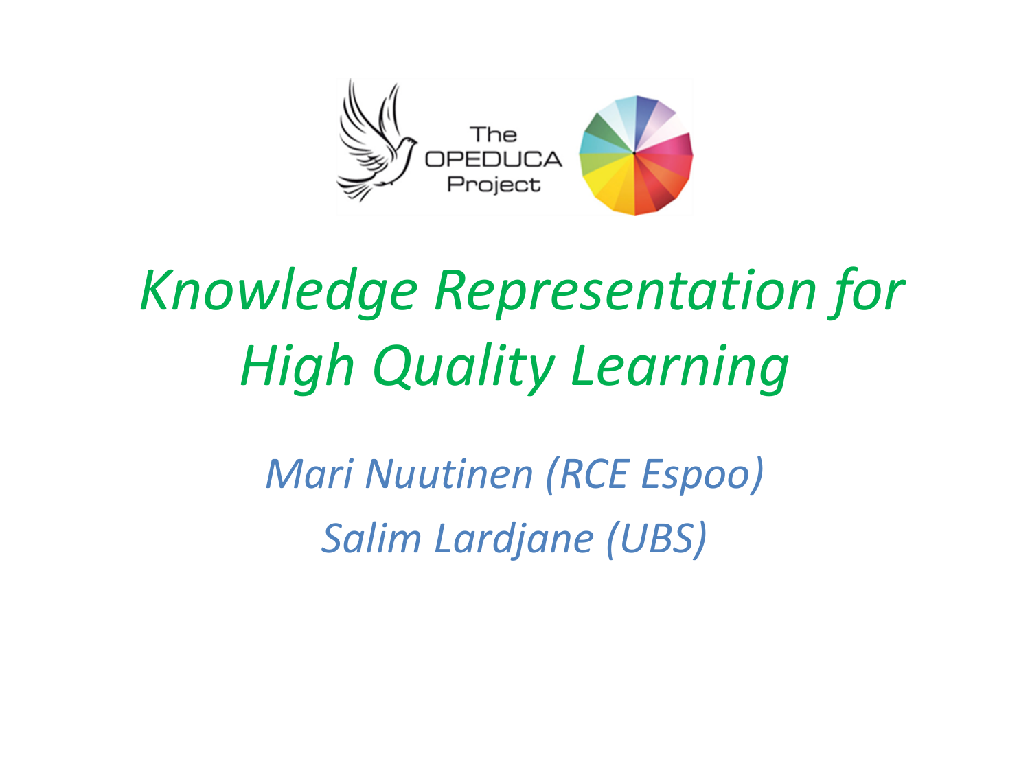The OPEDUCA Project

# *Knowledge Representation for High Quality Learning*

*Mari Nuutinen (RCE Espoo)*

*Salim Lardjane (UBS)*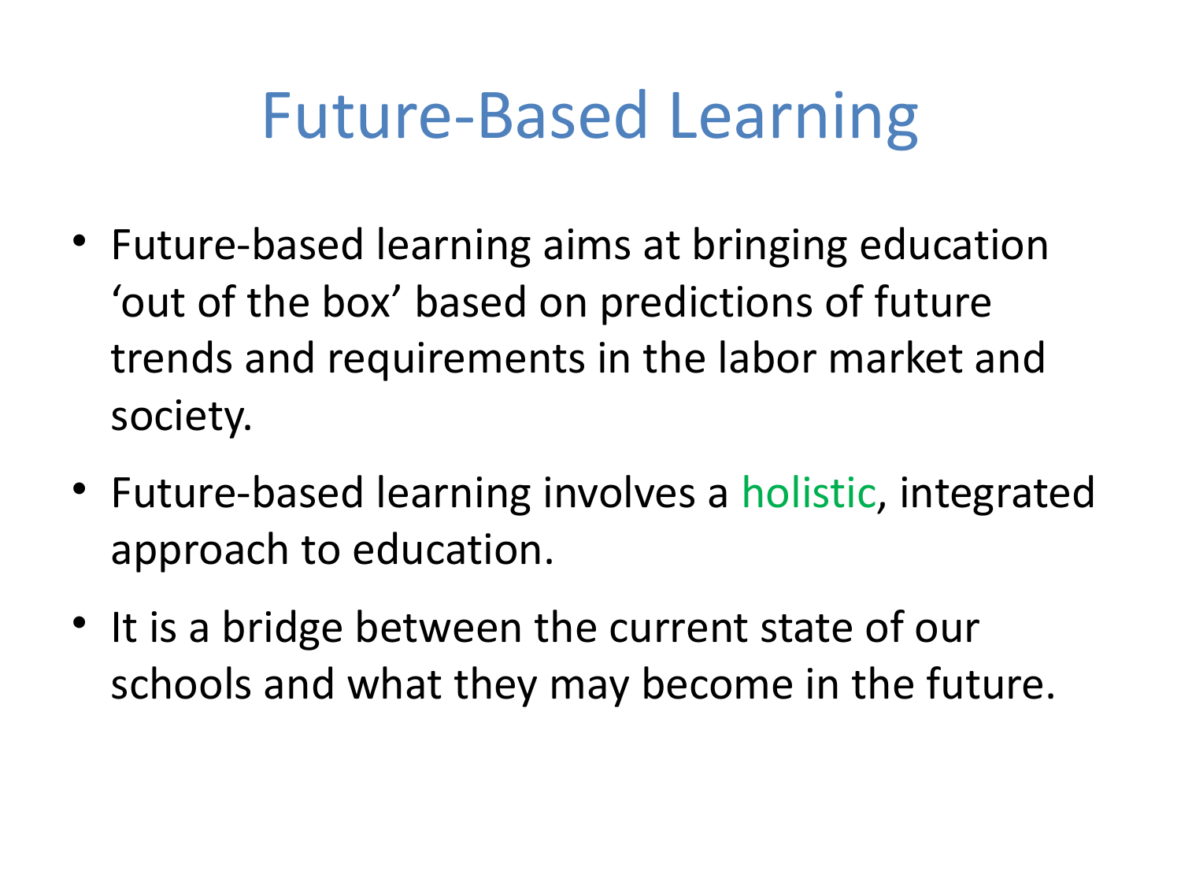# Future-Based Learning

- Future-based learning aims at bringing education 'out of the box' based on predictions of future trends and requirements in the labor market and society.
- Future-based learning involves a holistic, integrated approach to education.
- It is a bridge between the current state of our schools and what they may become in the future.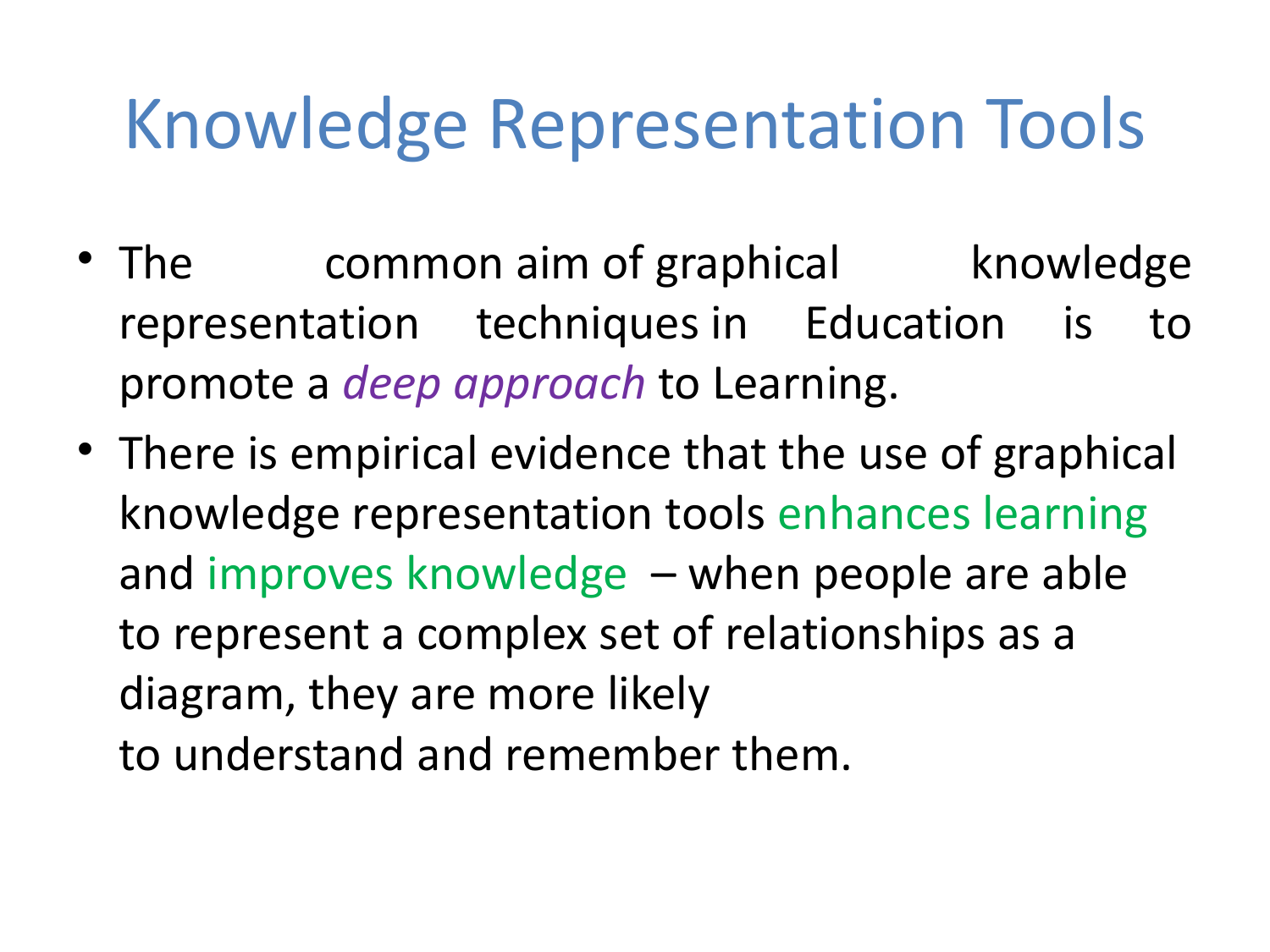# Knowledge Representation Tools

- The common aim of graphical knowledge representation techniques in Education is to promote a *deep approach* to Learning.
- There is empirical evidence that the use of graphical knowledge representation tools enhances learning and improves knowledge – when people are able to represent a complex set of relationships as a diagram, they are more likely to understand and remember them.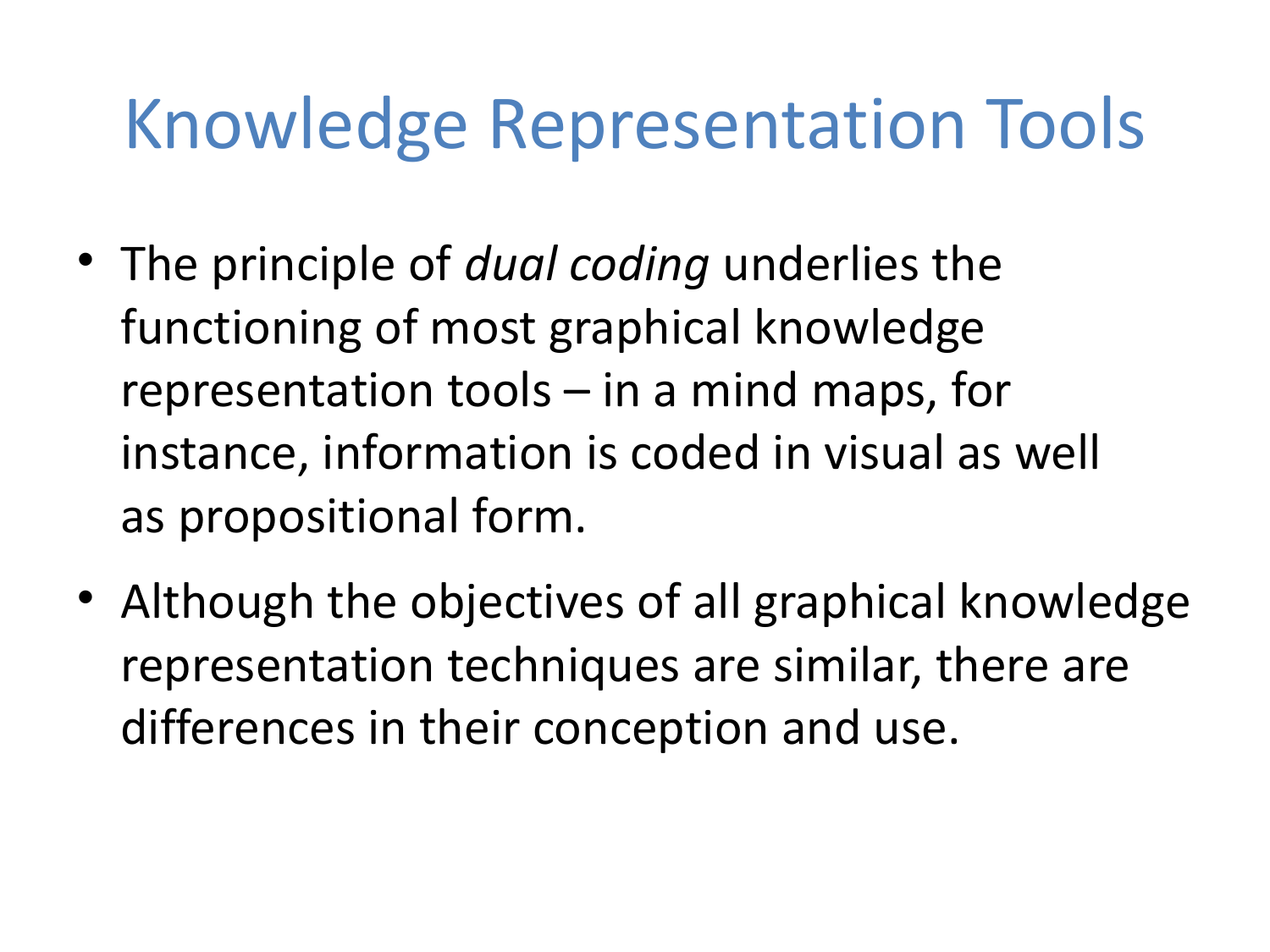# Knowledge Representation Tools

- The principle of *dual coding* underlies the functioning of most graphical knowledge representation tools – in a mind maps, for instance, information is coded in visual as well as propositional form.
- Although the objectives of all graphical knowledge representation techniques are similar, there are differences in their conception and use.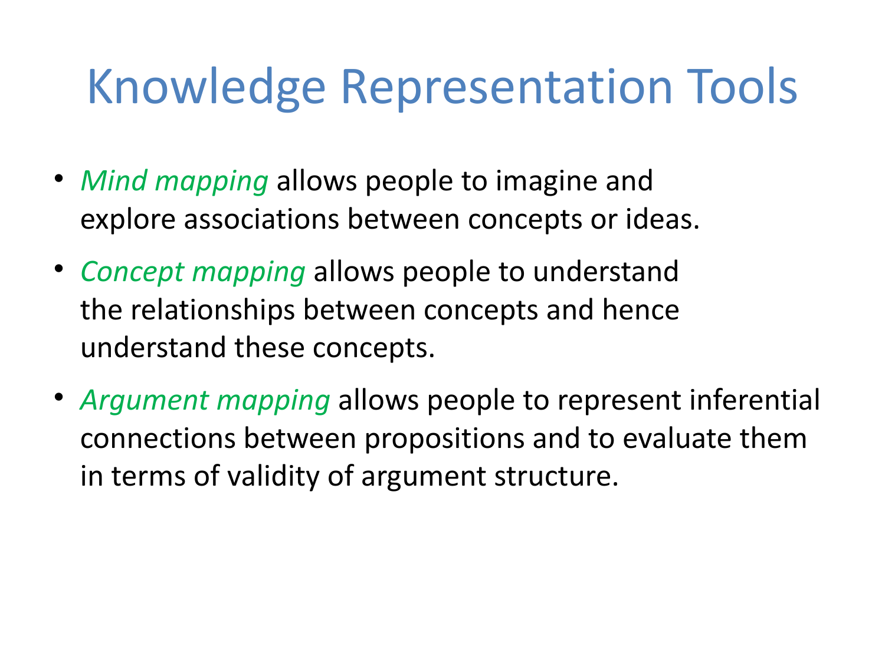# Knowledge Representation Tools

- *Mind mapping* allows people to imagine and explore associations between concepts or ideas.
- *Concept mapping* allows people to understand the relationships between concepts and hence understand these concepts.
- *Argument mapping* allows people to represent inferential connections between propositions and to evaluate them in terms of validity of argument structure.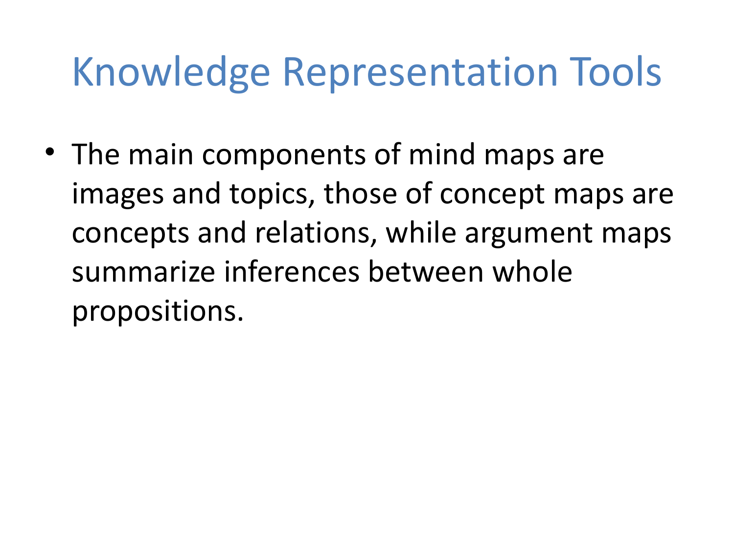# Knowledge Representation Tools

- The main components of mind maps are images and topics, those of concept maps are concepts and relations, while argument maps summarize inferences between whole propositions.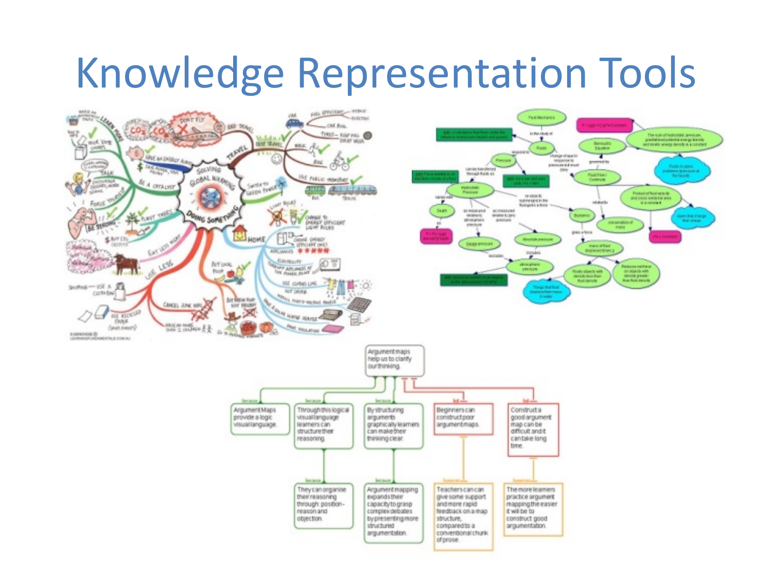# Knowledge Representation Tools

Argument maps help us to clarify our thinking.

- because: Argument Maps provide a logic visual language.
- because: Through this logical visual language learners can structure their reasoning.
  - because: They can organise their reasoning through position-reason and objection.
- because: By structuring arguments graphically learners can make their thinking clear.
  - because: Argument mapping expands their capacity to grasp complex debates by presenting more structured argumentation.
- but: Beginners can construct poor argument maps.
  - however: Teachers can can give some support and more rapid feedback on a map structure, compared to a conventional chunk of prose.
- but: Construct a good argument map can be difficult and it can take long time.
  - however: The more learners practice argument mapping the easier it will be to construct good argumentation.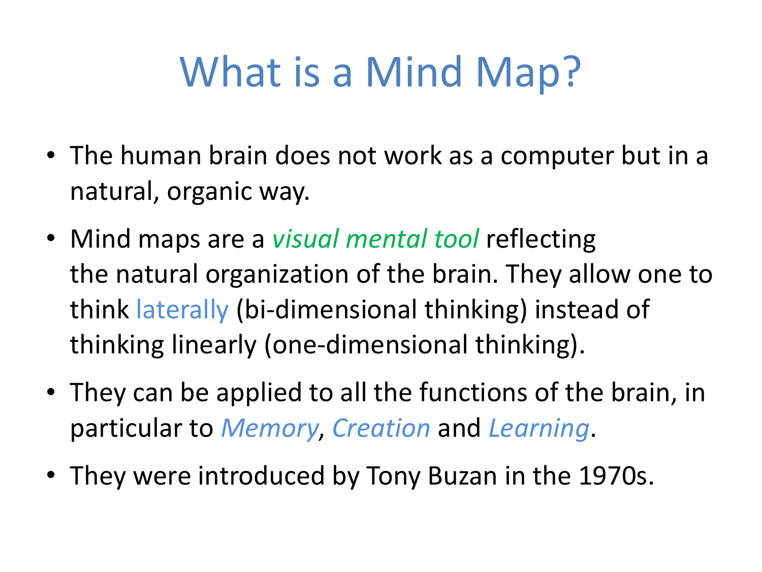# What is a Mind Map?

- The human brain does not work as a computer but in a natural, organic way.
- Mind maps are a *visual mental tool* reflecting the natural organization of the brain. They allow one to think laterally (bi-dimensional thinking) instead of thinking linearly (one-dimensional thinking).
- They can be applied to all the functions of the brain, in particular to *Memory*, *Creation* and *Learning*.
- They were introduced by Tony Buzan in the 1970s.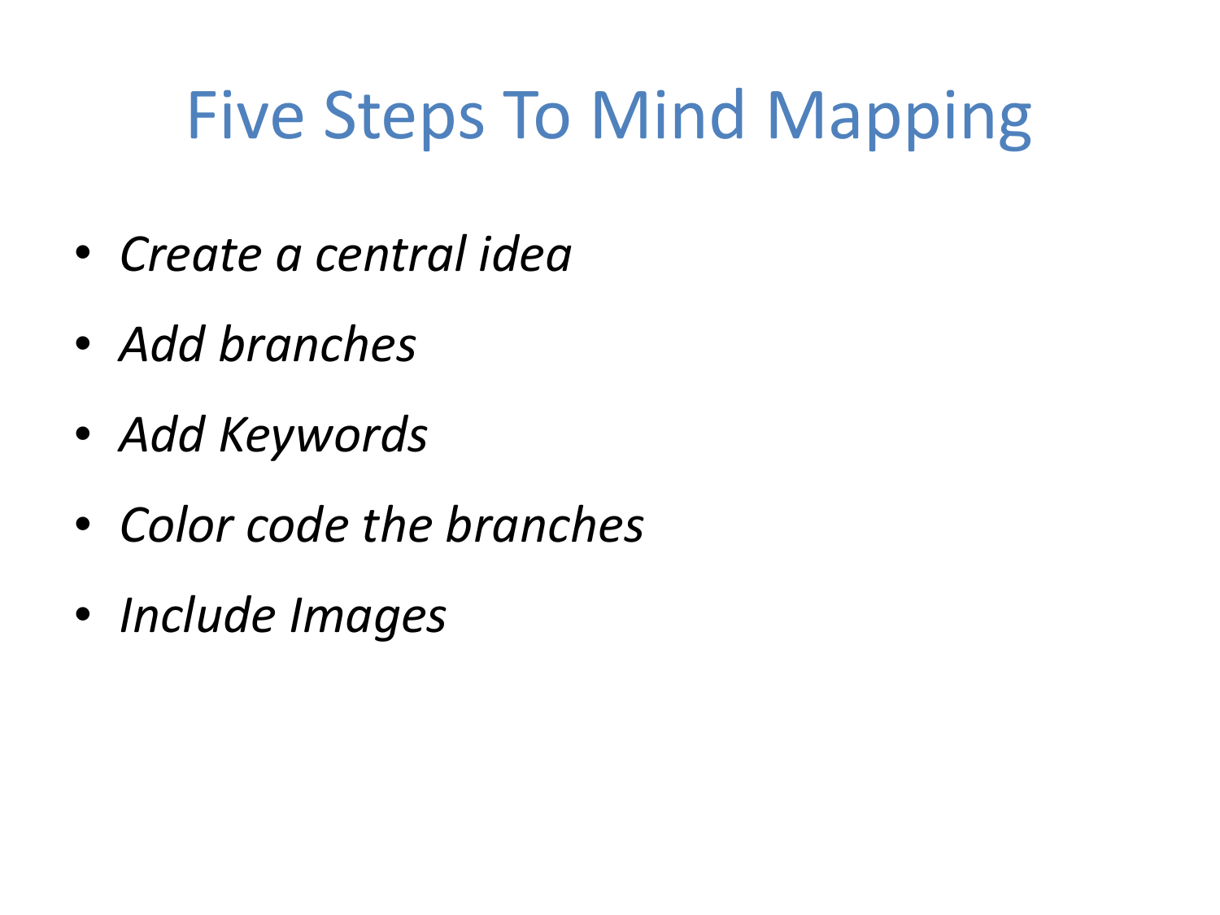# Five Steps To Mind Mapping

- *Create a central idea*
- *Add branches*
- *Add Keywords*
- *Color code the branches*
- *Include Images*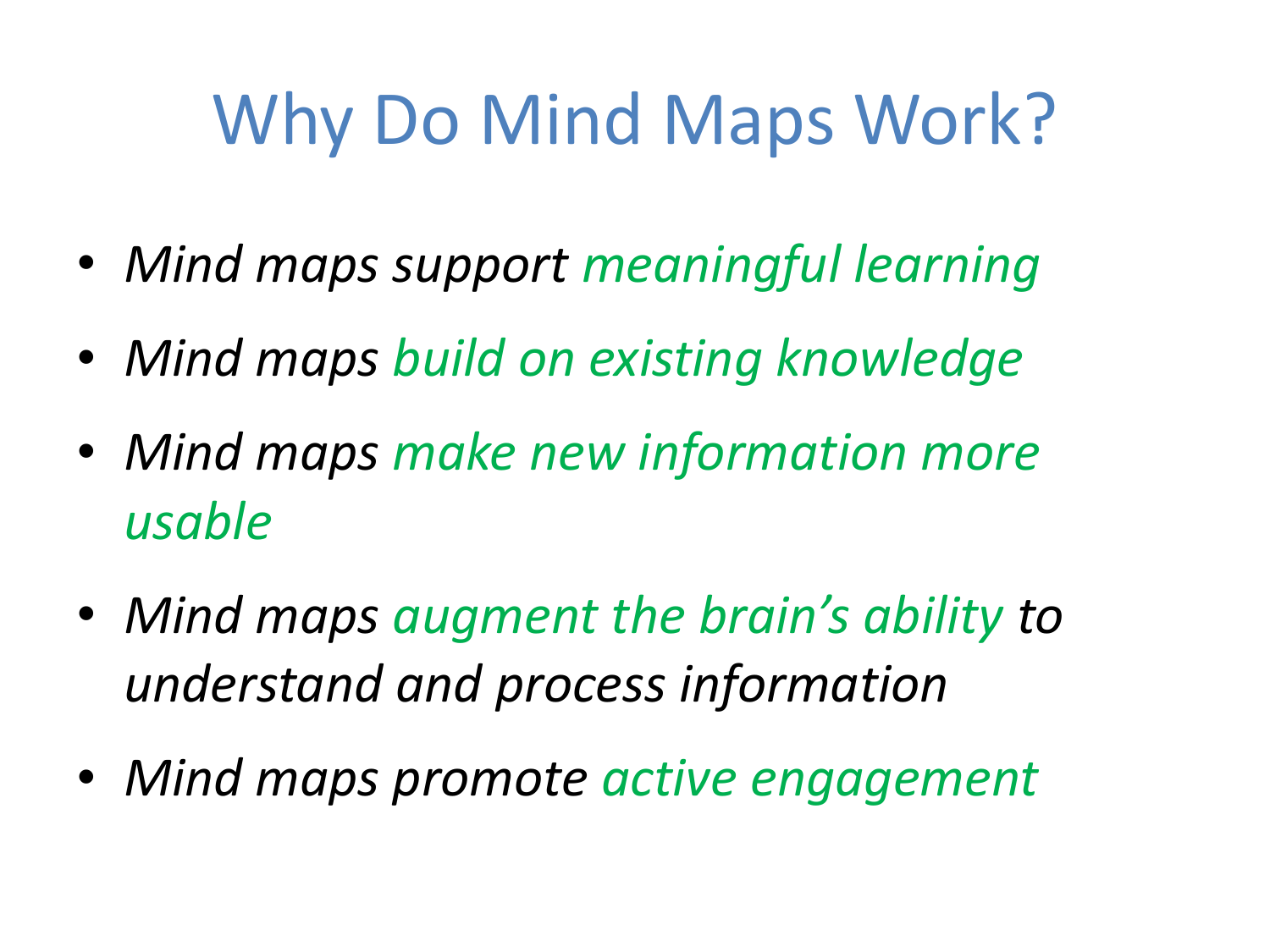# Why Do Mind Maps Work?

- *Mind maps support meaningful learning*
- *Mind maps build on existing knowledge*
- *Mind maps make new information more usable*
- *Mind maps augment the brain's ability to understand and process information*
- *Mind maps promote active engagement*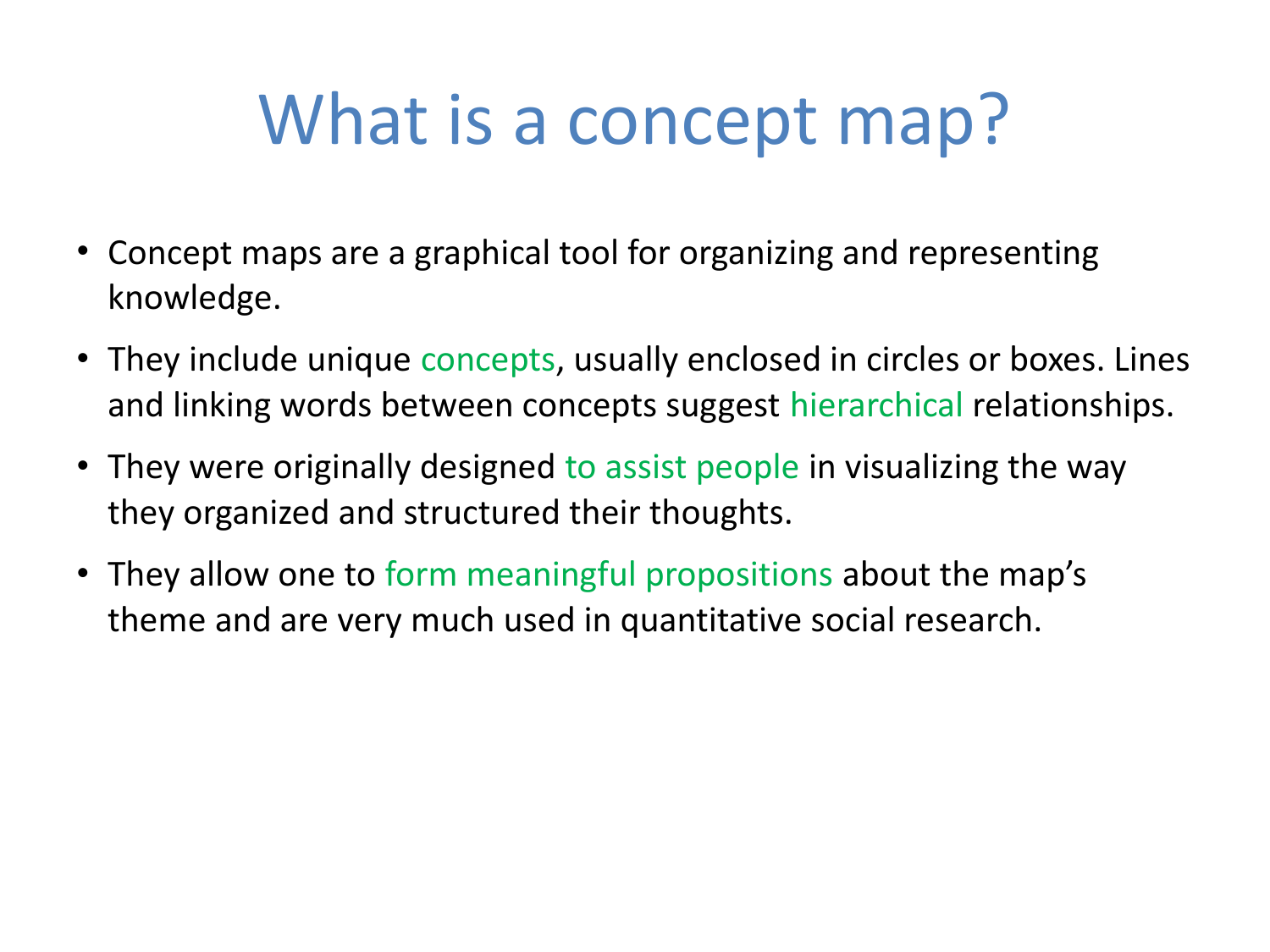# What is a concept map?

- Concept maps are a graphical tool for organizing and representing knowledge.
- They include unique concepts, usually enclosed in circles or boxes. Lines and linking words between concepts suggest hierarchical relationships.
- They were originally designed to assist people in visualizing the way they organized and structured their thoughts.
- They allow one to form meaningful propositions about the map's theme and are very much used in quantitative social research.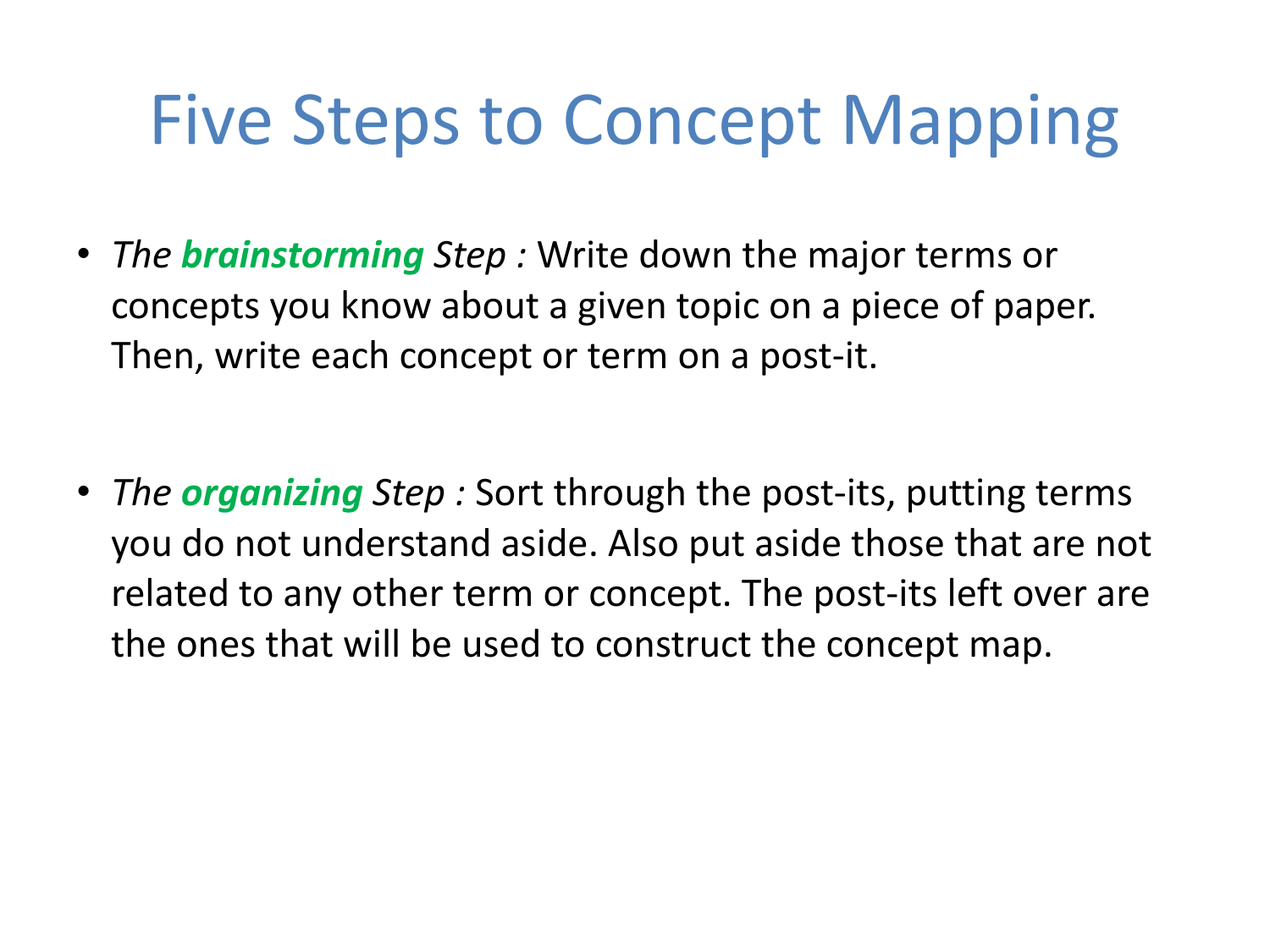# Five Steps to Concept Mapping

- *The **brainstorming** Step :* Write down the major terms or concepts you know about a given topic on a piece of paper. Then, write each concept or term on a post-it.

- *The **organizing** Step :* Sort through the post-its, putting terms you do not understand aside. Also put aside those that are not related to any other term or concept. The post-its left over are the ones that will be used to construct the concept map.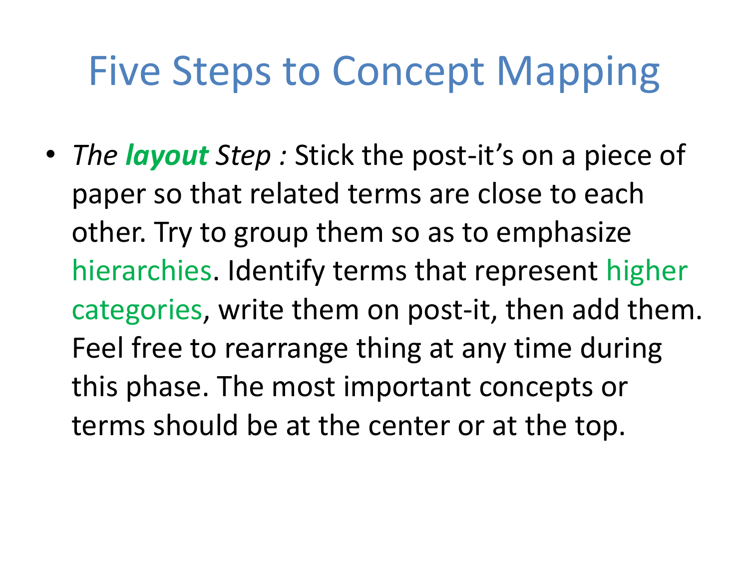# Five Steps to Concept Mapping

- *The **layout** Step :* Stick the post-it's on a piece of paper so that related terms are close to each other. Try to group them so as to emphasize hierarchies. Identify terms that represent higher categories, write them on post-it, then add them. Feel free to rearrange thing at any time during this phase. The most important concepts or terms should be at the center or at the top.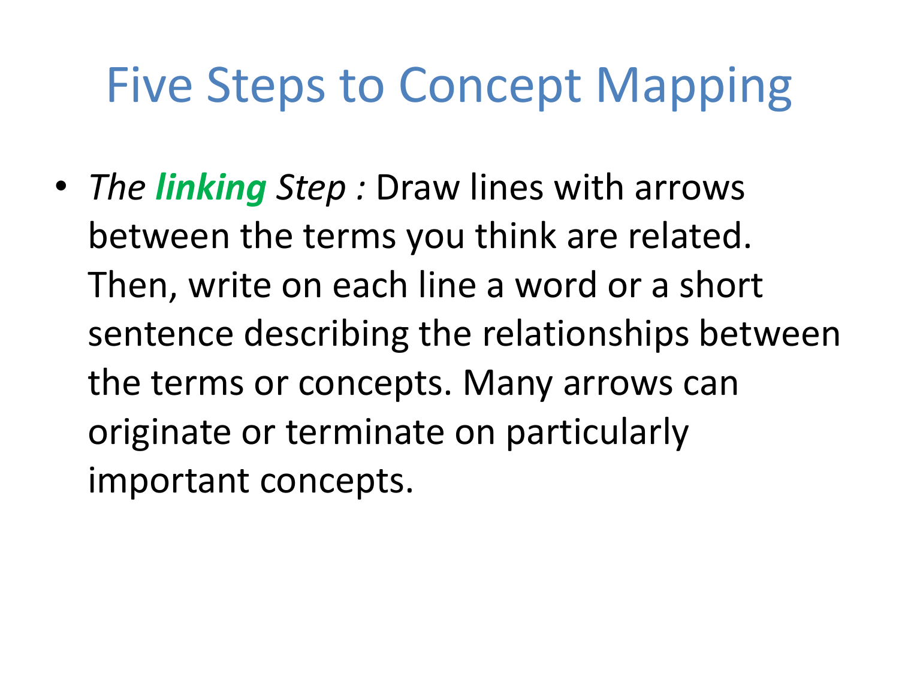# Five Steps to Concept Mapping

- *The **linking** Step :* Draw lines with arrows between the terms you think are related. Then, write on each line a word or a short sentence describing the relationships between the terms or concepts. Many arrows can originate or terminate on particularly important concepts.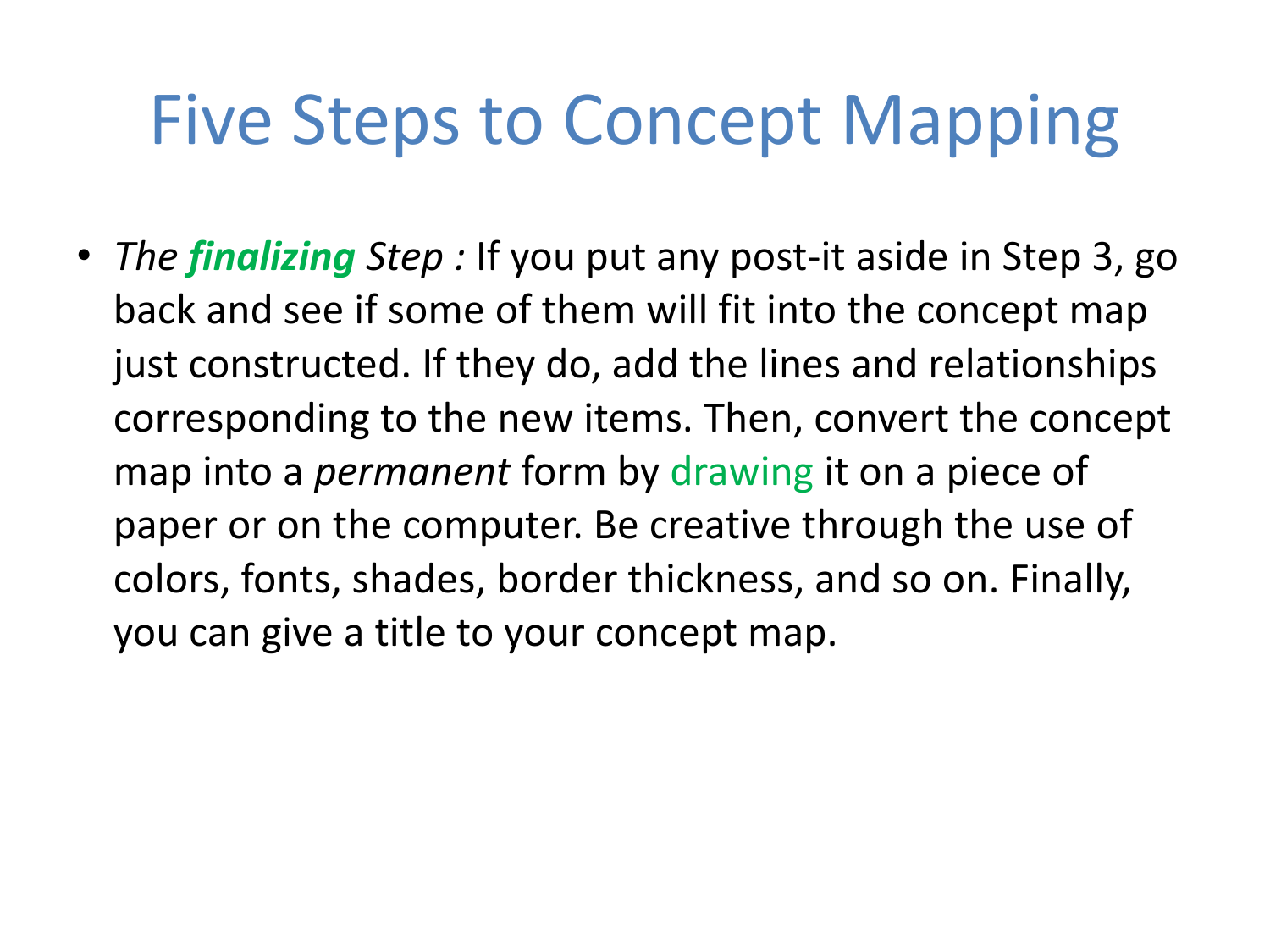# Five Steps to Concept Mapping

- *The **finalizing** Step :* If you put any post-it aside in Step 3, go back and see if some of them will fit into the concept map just constructed. If they do, add the lines and relationships corresponding to the new items. Then, convert the concept map into a *permanent* form by drawing it on a piece of paper or on the computer. Be creative through the use of colors, fonts, shades, border thickness, and so on. Finally, you can give a title to your concept map.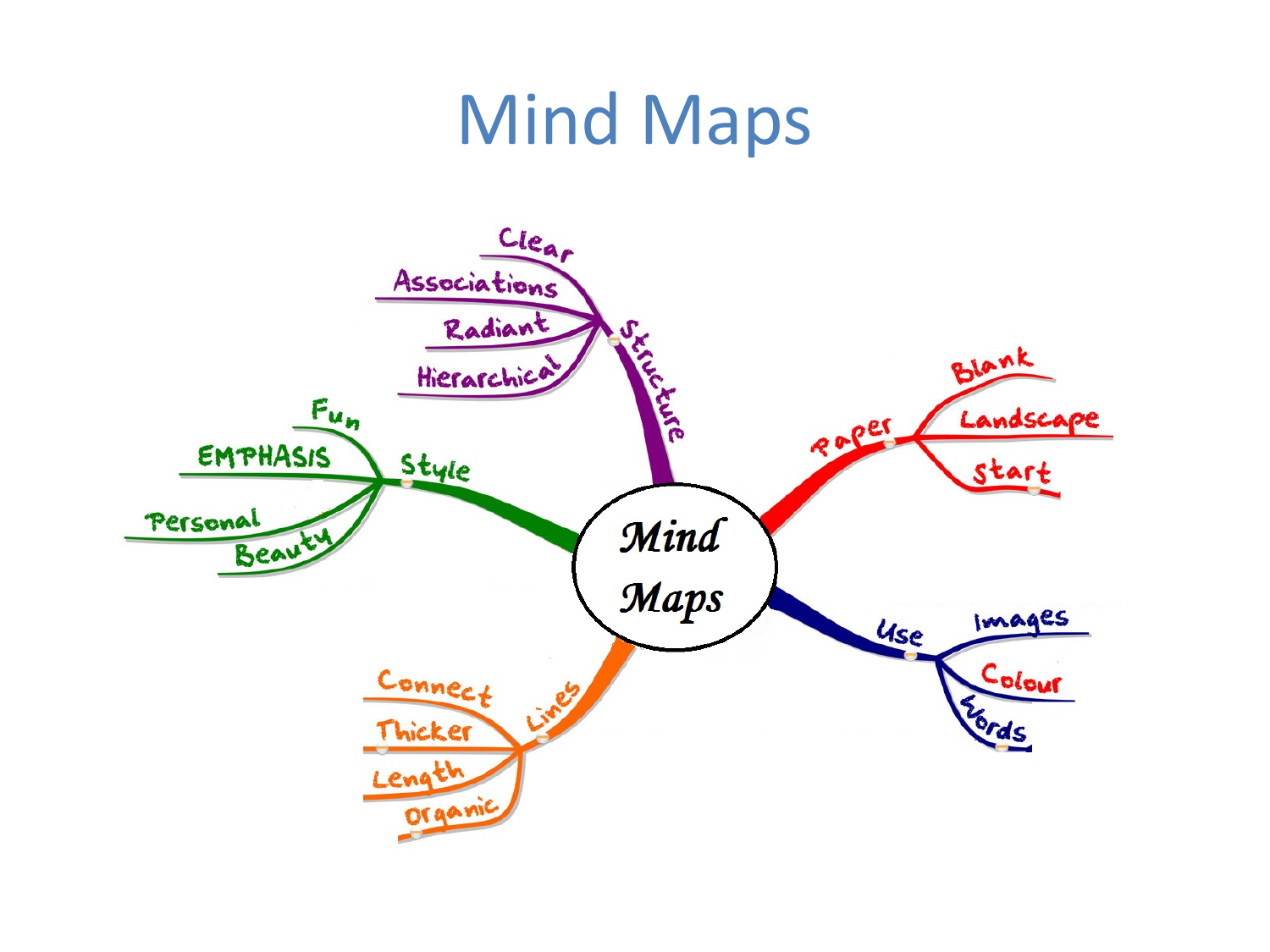# Mind Maps

- **Mind Maps**
  - Structure
    - Clear
    - Associations
    - Radiant
    - Hierarchical
  - Paper
    - Blank
    - Landscape
    - Start
  - Use
    - Images
    - Colour
    - Words
  - Lines
    - Connect
    - Thicker
    - Length
    - Organic
  - Style
    - Fun
    - EMPHASIS
    - Personal
    - Beauty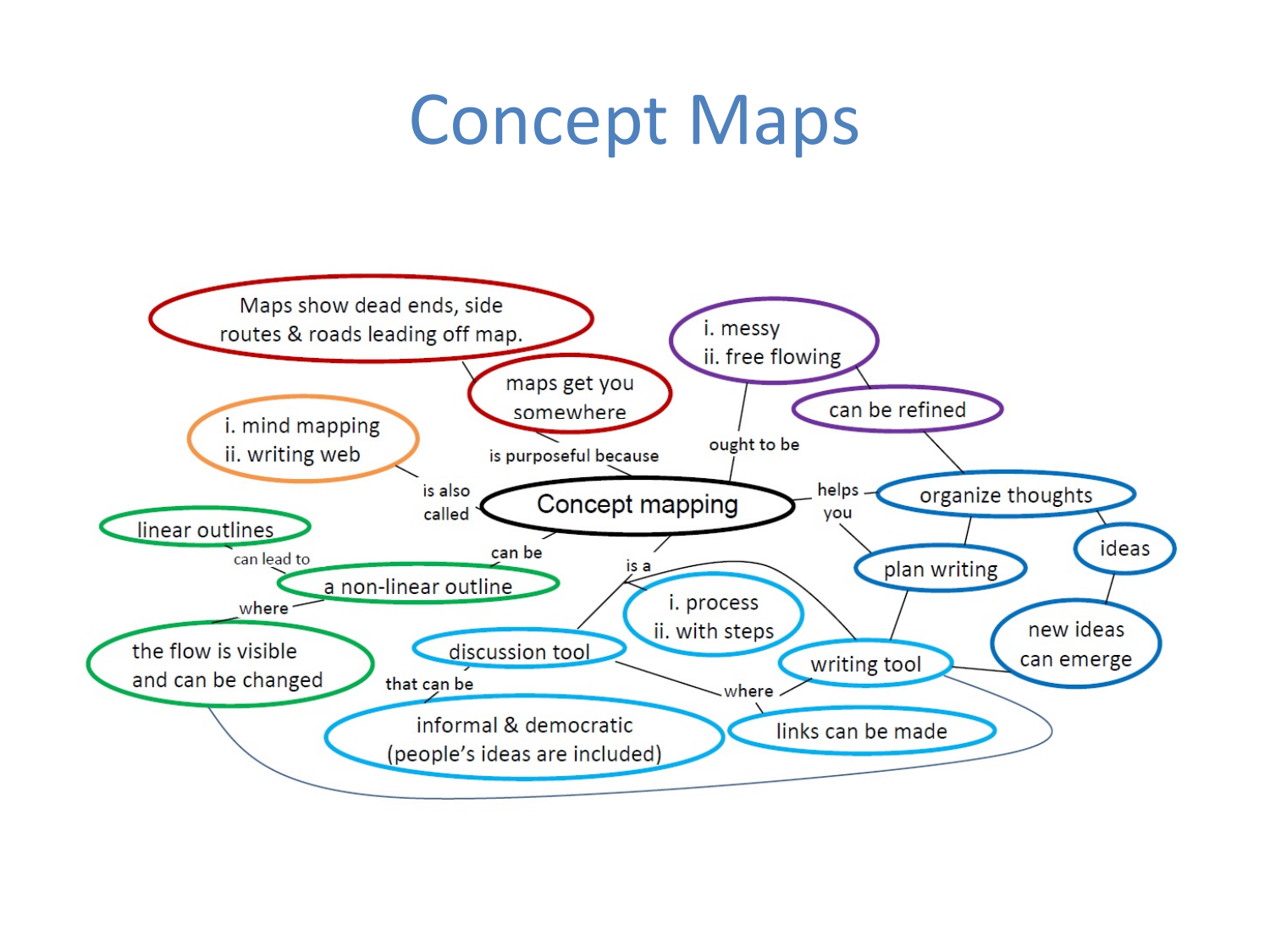# Concept Maps

Concept mapping

- is purposeful because → maps get you somewhere → Maps show dead ends, side routes & roads leading off map.
- ought to be → i. messy ii. free flowing → can be refined → organize thoughts
- is also called → i. mind mapping ii. writing web
- can be → a non-linear outline
  - linear outlines can lead to → a non-linear outline
  - a non-linear outline where → the flow is visible and can be changed
- helps you → organize thoughts; plan writing
  - organize thoughts → ideas → new ideas can emerge
  - organize thoughts → plan writing → writing tool
- is a → discussion tool; writing tool; i. process ii. with steps
  - discussion tool that can be → informal & democratic (people's ideas are included)
  - discussion tool / writing tool where → links can be made
  - writing tool → new ideas can emerge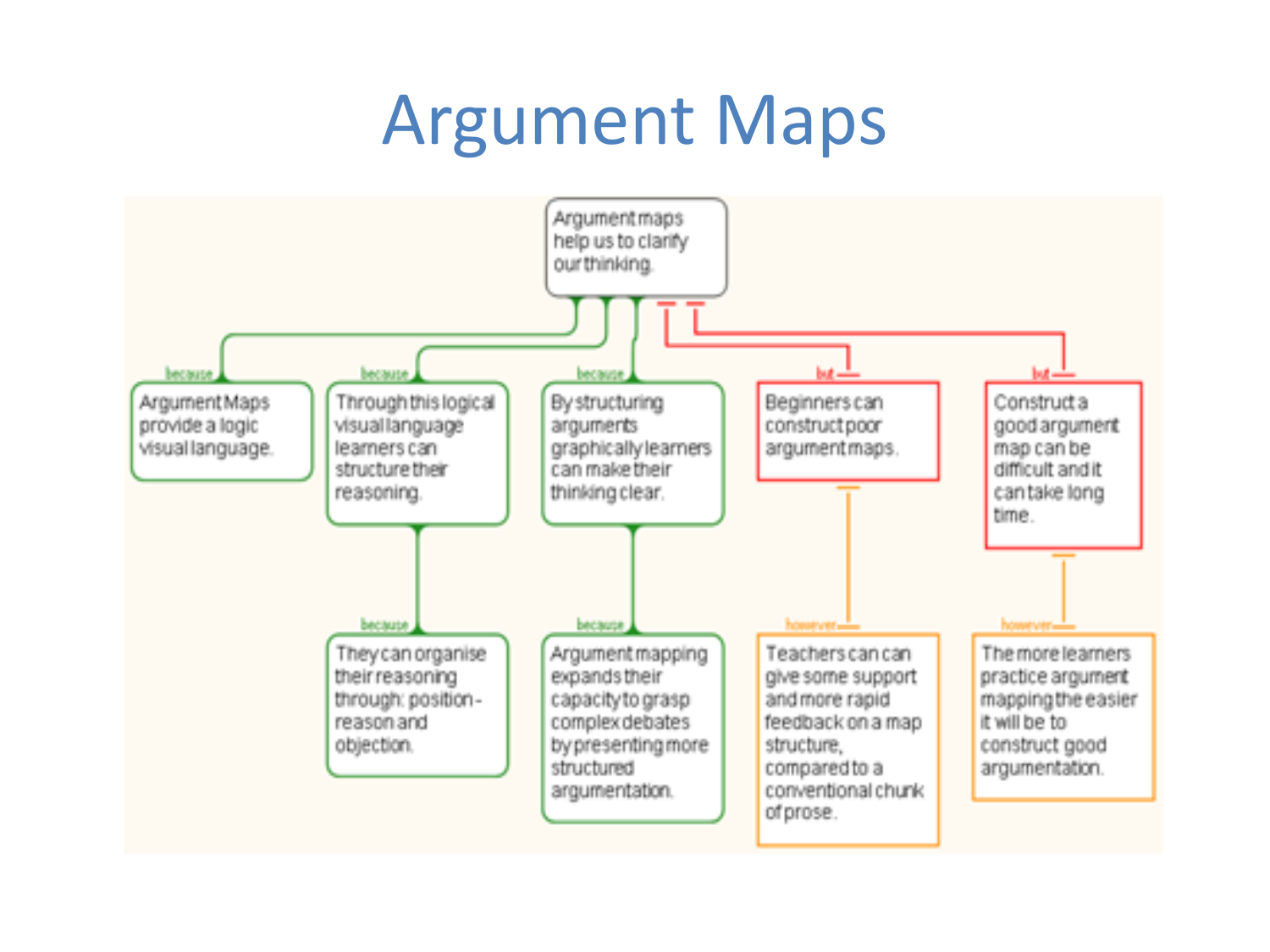# Argument Maps

Argument maps help us to clarify our thinking.

because

Argument Maps provide a logic visual language.

because

Through this logical visual language learners can structure their reasoning.

because

They can organise their reasoning through: position-reason and objection.

because

By structuring arguments graphically learners can make their thinking clear.

because

Argument mapping expands their capacity to grasp complex debates by presenting more structured argumentation.

but

Beginners can construct poor argument maps.

however

Teachers can can give some support and more rapid feedback on a map structure, compared to a conventional chunk of prose.

but

Construct a good argument map can be difficult and it can take long time.

however

The more learners practice argument mapping the easier it will be to construct good argumentation.